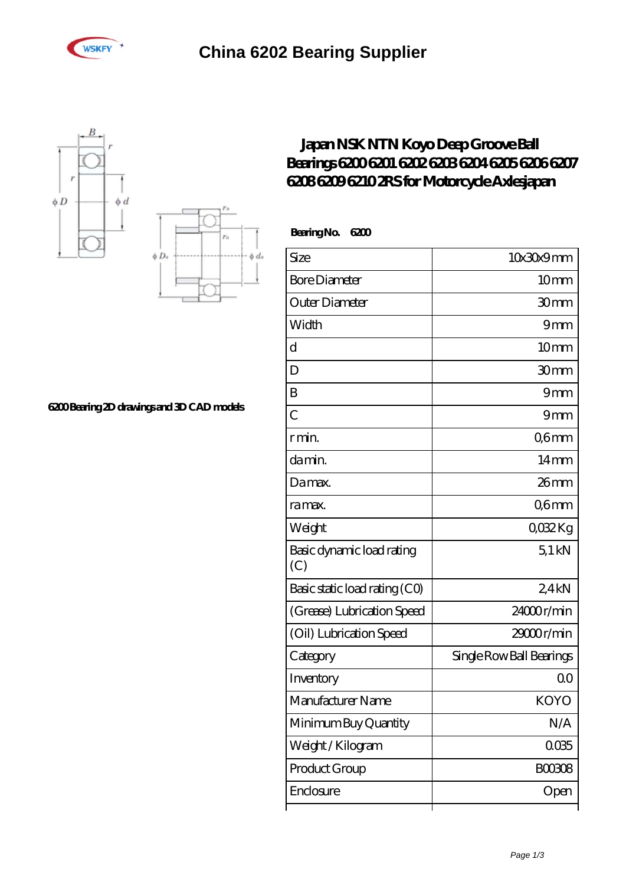# China 6202 Bearing Supplier

## Japan NSK NTN Koyo Deep Groove Ball Bearings 6200 6201 6202 6203 6204 6205 6206 6207 6208 6209 6210 2RS for Motorcycle Axlesjapan

6200 Bearing 2D drawings and 3D CAD models

**Bearing No. 6200**

| | |
|---|---|
| Size | 10x30x9 mm |
| Bore Diameter | 10 mm |
| Outer Diameter | 30 mm |
| Width | 9 mm |
| d | 10 mm |
| D | 30 mm |
| B | 9 mm |
| C | 9 mm |
| r min. | 0,6 mm |
| da min. | 14 mm |
| Da max. | 26 mm |
| ra max. | 0,6 mm |
| Weight | 0,032 Kg |
| Basic dynamic load rating (C) | 5,1 kN |
| Basic static load rating (C0) | 2,4 kN |
| (Grease) Lubrication Speed | 24000 r/min |
| (Oil) Lubrication Speed | 29000 r/min |
| Category | Single Row Ball Bearings |
| Inventory | 0.0 |
| Manufacturer Name | KOYO |
| Minimum Buy Quantity | N/A |
| Weight / Kilogram | 0.035 |
| Product Group | B00308 |
| Enclosure | Open |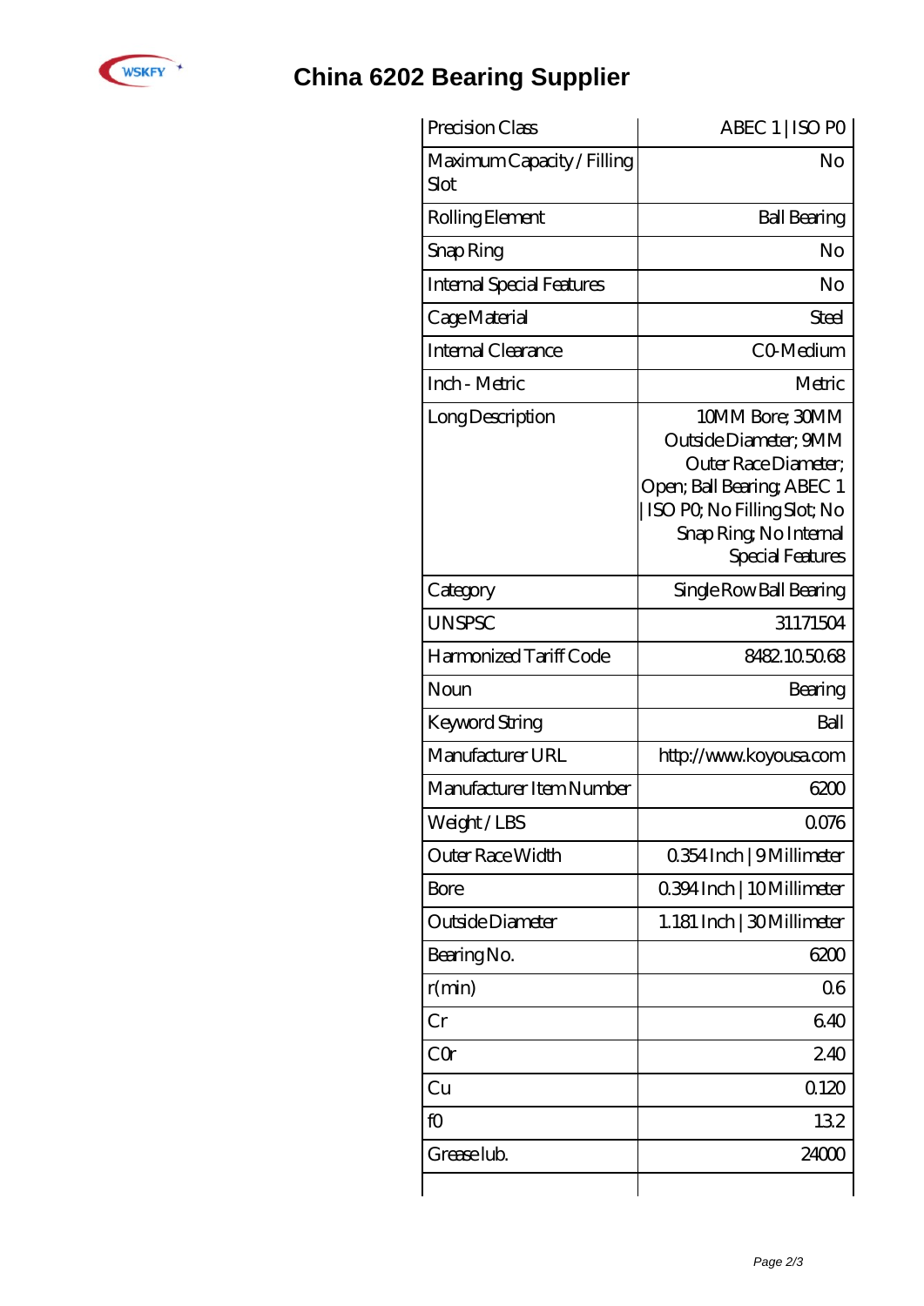# China 6202 Bearing Supplier

| Precision Class | ABEC 1 \| ISO P0 |
|---|---|
| Maximum Capacity / Filling Slot | No |
| Rolling Element | Ball Bearing |
| Snap Ring | No |
| Internal Special Features | No |
| Cage Material | Steel |
| Internal Clearance | C0-Medium |
| Inch - Metric | Metric |
| Long Description | 10MM Bore; 30MM Outside Diameter; 9MM Outer Race Diameter; Open; Ball Bearing; ABEC 1 \| ISO P0; No Filling Slot; No Snap Ring; No Internal Special Features |
| Category | Single Row Ball Bearing |
| UNSPSC | 31171504 |
| Harmonized Tariff Code | 8482.10.50.68 |
| Noun | Bearing |
| Keyword String | Ball |
| Manufacturer URL | http://www.koyousa.com |
| Manufacturer Item Number | 6200 |
| Weight / LBS | 0.076 |
| Outer Race Width | 0.354 Inch \| 9 Millimeter |
| Bore | 0.394 Inch \| 10 Millimeter |
| Outside Diameter | 1.181 Inch \| 30 Millimeter |
| Bearing No. | 6200 |
| r(min) | 0.6 |
| Cr | 6.40 |
| C0r | 2.40 |
| Cu | 0.120 |
| f0 | 13.2 |
| Grease lub. | 24000 |
| | |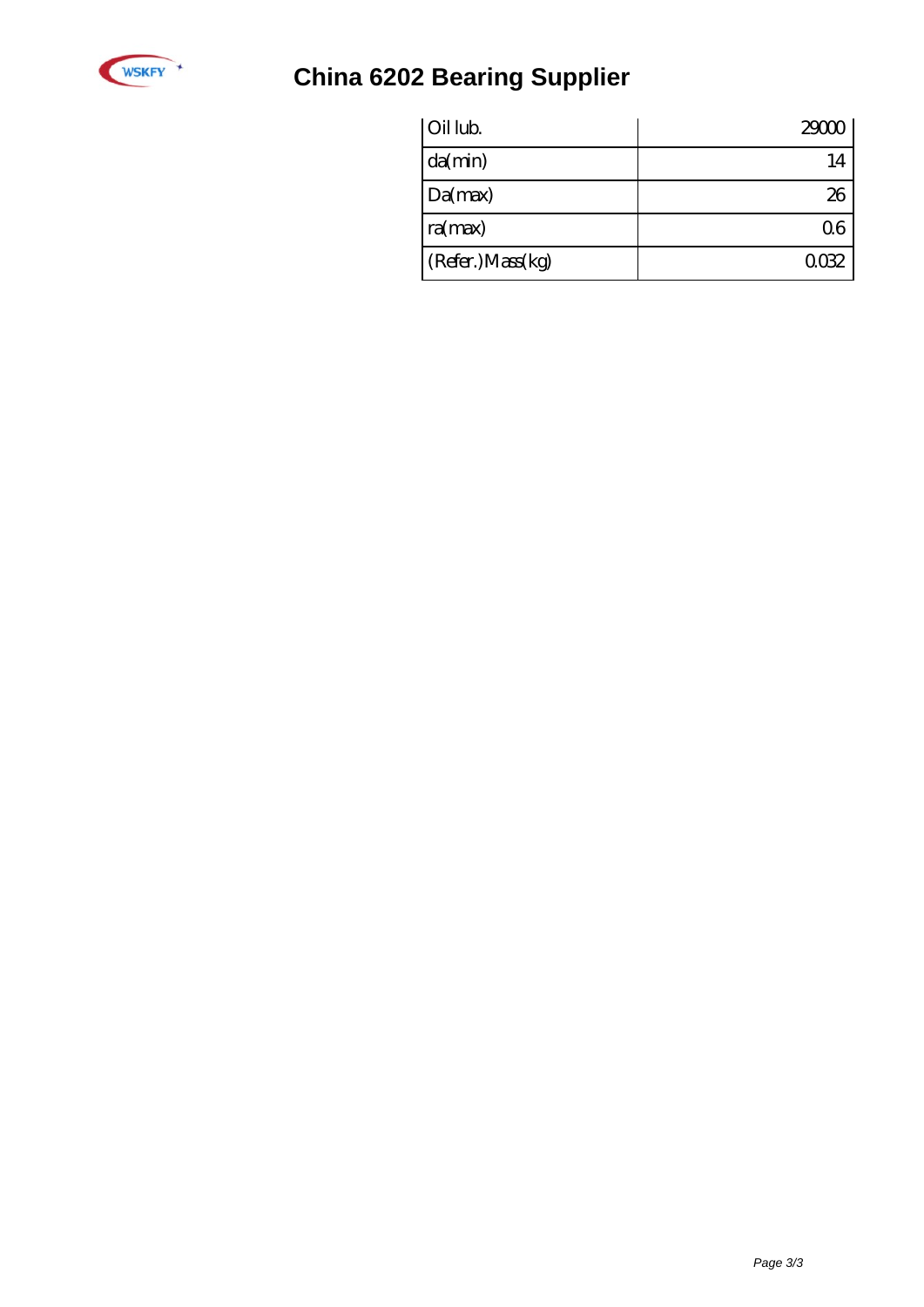# China 6202 Bearing Supplier

| | |
|---|---|
| Oil lub. | 29000 |
| da(min) | 14 |
| Da(max) | 26 |
| ra(max) | 0.6 |
| (Refer.)Mass(kg) | 0.032 |